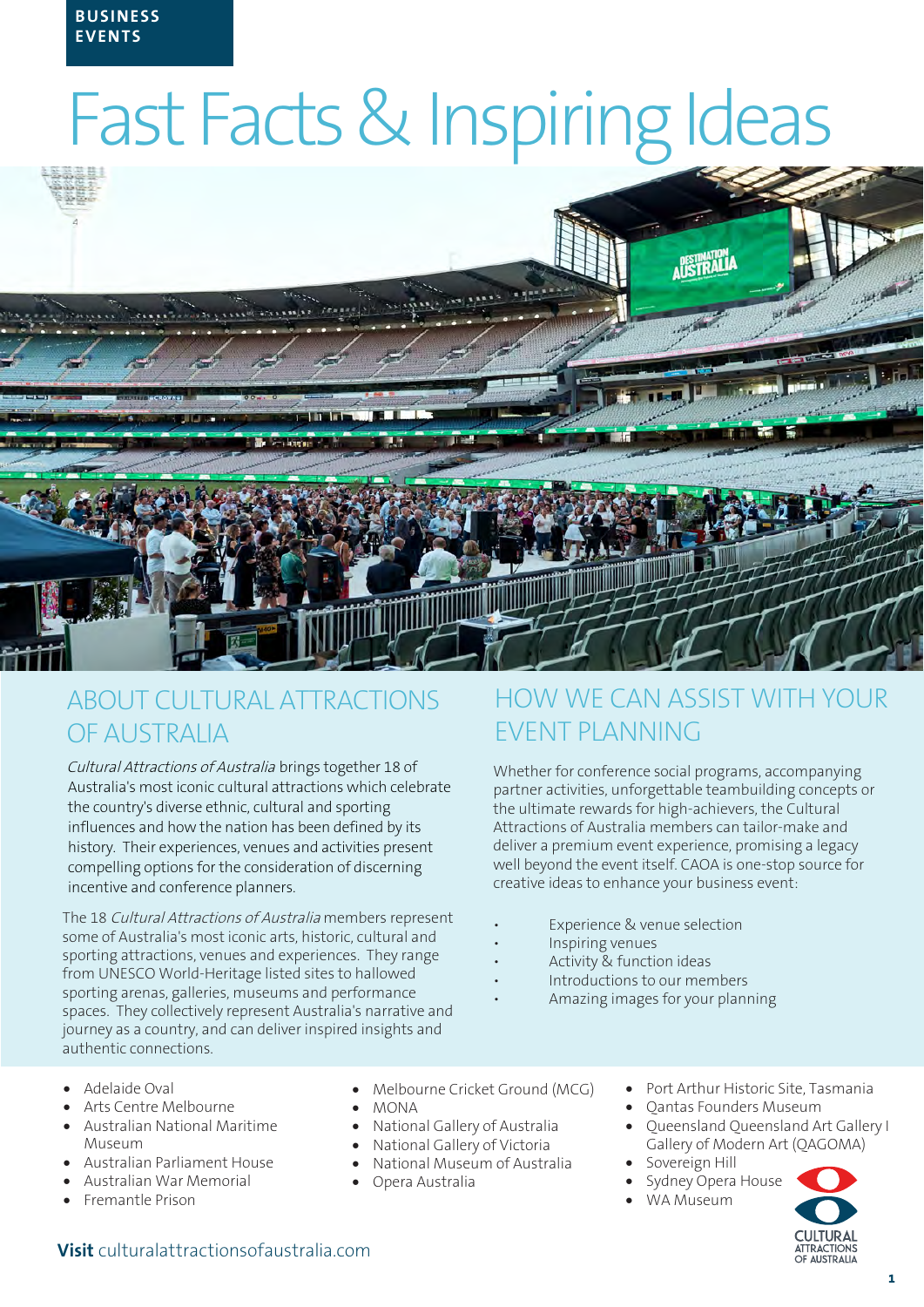BUSINESS EVENTS

# Fast Facts & Inspiring Ideas

## ABOUT CULTURAL ATTRACTIONS OF AUSTRALIA

*Cultural Attractions of Australia* brings together 18 of Australia's most iconic cultural attractions which celebrate the country's diverse ethnic, cultural and sporting influences and how the nation has been defined by its history. Their experiences, venues and activities present compelling options for the consideration of discerning incentive and conference planners.

The 18 *Cultural Attractions of Australia* members represent some of Australia's most iconic arts, historic, cultural and sporting attractions, venues and experiences. They range from UNESCO World-Heritage listed sites to hallowed sporting arenas, galleries, museums and performance spaces. They collectively represent Australia's narrative and journey as a country, and can deliver inspired insights and authentic connections.

## HOW WE CAN ASSIST WITH YOUR EVENT PLANNING

Whether for conference social programs, accompanying partner activities, unforgettable teambuilding concepts or the ultimate rewards for high-achievers, the Cultural Attractions of Australia members can tailor-make and deliver a premium event experience, promising a legacy well beyond the event itself. CAOA is one-stop source for creative ideas to enhance your business event:

- Experience & venue selection
- Inspiring venues
- Activity & function ideas
- Introductions to our members
- Amazing images for your planning

- Adelaide Oval
- Arts Centre Melbourne
- Australian National Maritime Museum
- Australian Parliament House
- Australian War Memorial
- Fremantle Prison
- Melbourne Cricket Ground (MCG)
- MONA
- National Gallery of Australia
- National Gallery of Victoria
- National Museum of Australia
- Opera Australia
- Port Arthur Historic Site, Tasmania
- Qantas Founders Museum
- Queensland Queensland Art Gallery I Gallery of Modern Art (QAGOMA)
- Sovereign Hill
- Sydney Opera House
- WA Museum

**Visit** culturalattractionsofaustralia.com

CULTURAL ATTRACTIONS OF AUSTRALIA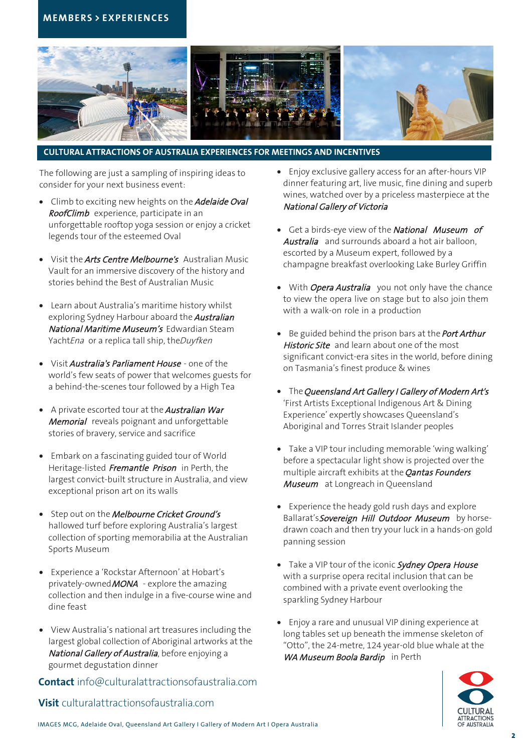MEMBERS > EXPERIENCES

## CULTURAL ATTRACTIONS OF AUSTRALIA EXPERIENCES FOR MEETINGS AND INCENTIVES

The following are just a sampling of inspiring ideas to consider for your next business event:

- Climb to exciting new heights on the ***Adelaide Oval RoofClimb*** experience, participate in an unforgettable rooftop yoga session or enjoy a cricket legends tour of the esteemed Oval
- Visit the ***Arts Centre Melbourne's*** Australian Music Vault for an immersive discovery of the history and stories behind the Best of Australian Music
- Learn about Australia's maritime history whilst exploring Sydney Harbour aboard the ***Australian National Maritime Museum's*** Edwardian Steam Yacht *Ena* or a replica tall ship, the *Duyfken*
- Visit ***Australia's Parliament House*** - one of the world's few seats of power that welcomes guests for a behind-the-scenes tour followed by a High Tea
- A private escorted tour at the ***Australian War Memorial*** reveals poignant and unforgettable stories of bravery, service and sacrifice
- Embark on a fascinating guided tour of World Heritage-listed ***Fremantle Prison*** in Perth, the largest convict-built structure in Australia, and view exceptional prison art on its walls
- Step out on the ***Melbourne Cricket Ground's*** hallowed turf before exploring Australia's largest collection of sporting memorabilia at the Australian Sports Museum
- Experience a 'Rockstar Afternoon' at Hobart's privately-owned ***MONA*** - explore the amazing collection and then indulge in a five-course wine and dine feast
- View Australia's national art treasures including the largest global collection of Aboriginal artworks at the ***National Gallery of Australia***, before enjoying a gourmet degustation dinner
- Enjoy exclusive gallery access for an after-hours VIP dinner featuring art, live music, fine dining and superb wines, watched over by a priceless masterpiece at the ***National Gallery of Victoria***
- Get a birds-eye view of the ***National Museum of Australia*** and surrounds aboard a hot air balloon, escorted by a Museum expert, followed by a champagne breakfast overlooking Lake Burley Griffin
- With ***Opera Australia*** you not only have the chance to view the opera live on stage but to also join them with a walk-on role in a production
- Be guided behind the prison bars at the ***Port Arthur Historic Site*** and learn about one of the most significant convict-era sites in the world, before dining on Tasmania's finest produce & wines
- The ***Queensland Art Gallery I Gallery of Modern Art's*** 'First Artists Exceptional Indigenous Art & Dining Experience' expertly showcases Queensland's Aboriginal and Torres Strait Islander peoples
- Take a VIP tour including memorable 'wing walking' before a spectacular light show is projected over the multiple aircraft exhibits at the ***Qantas Founders Museum*** at Longreach in Queensland
- Experience the heady gold rush days and explore Ballarat's ***Sovereign Hill Outdoor Museum*** by horse-drawn coach and then try your luck in a hands-on gold panning session
- Take a VIP tour of the iconic ***Sydney Opera House*** with a surprise opera recital inclusion that can be combined with a private event overlooking the sparkling Sydney Harbour
- Enjoy a rare and unusual VIP dining experience at long tables set up beneath the immense skeleton of "Otto", the 24-metre, 124 year-old blue whale at the ***WA Museum Boola Bardip*** in Perth

**Contact** info@culturalattractionsofaustralia.com

**Visit** culturalattractionsofaustralia.com

CULTURAL ATTRACTIONS OF AUSTRALIA

IMAGES MCG, Adelaide Oval, Queensland Art Gallery I Gallery of Modern Art I Opera Australia